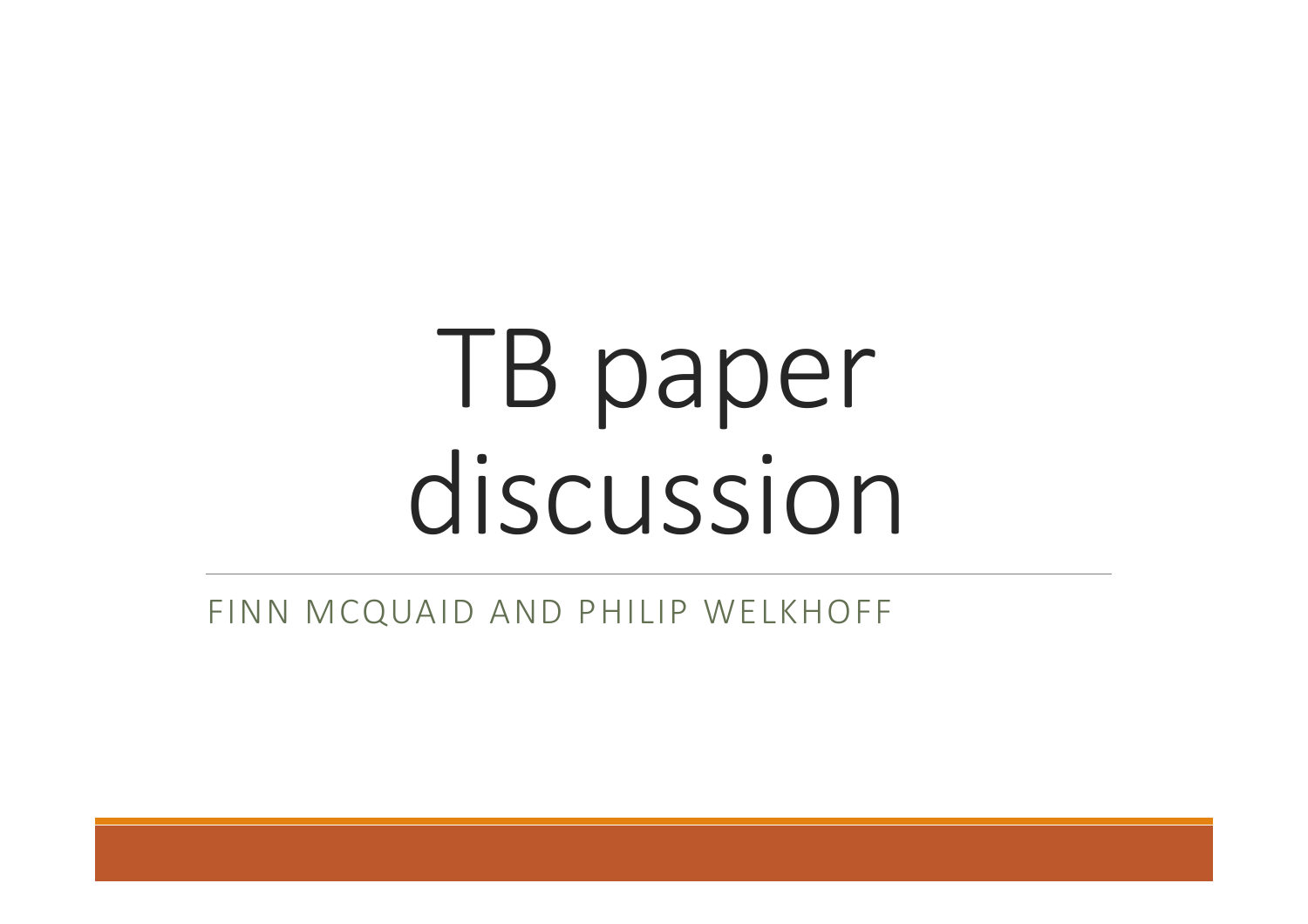# TB paper discussion

FINN MCQUAID AND PHILIP WELKHOFF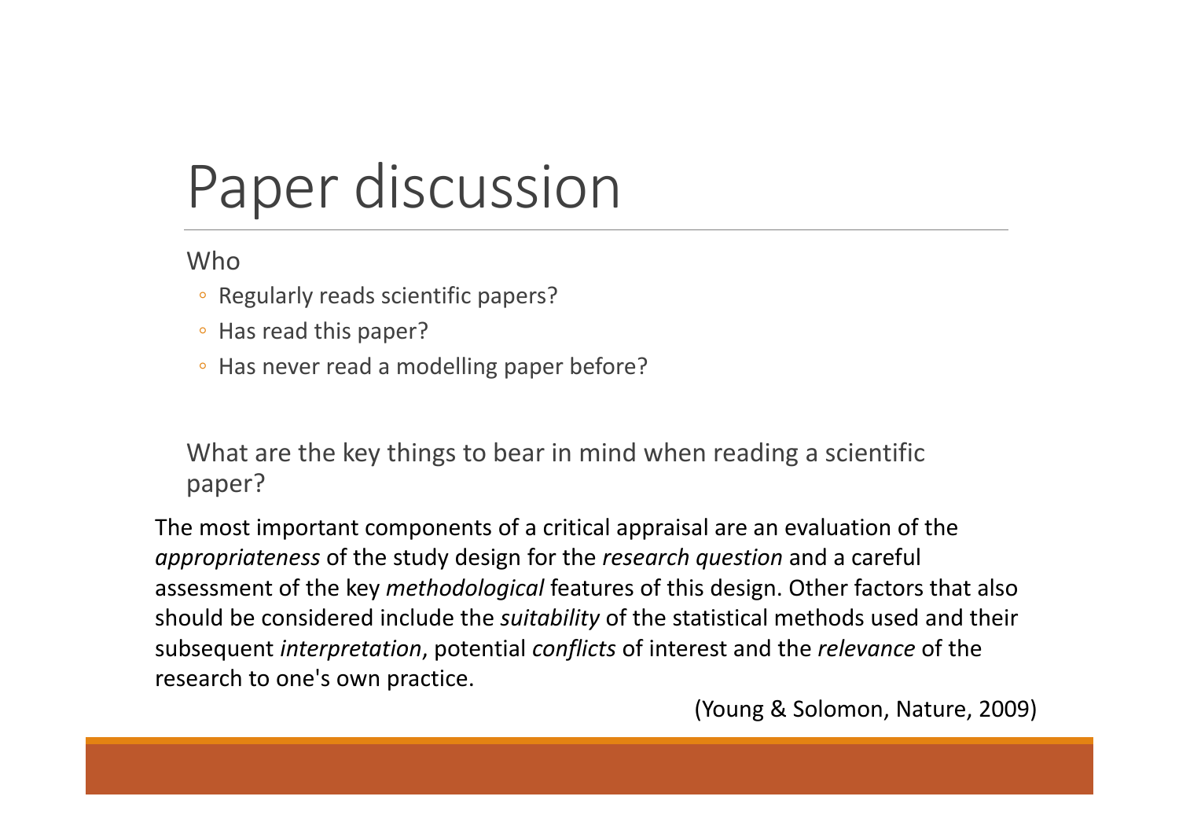# Paper discussion

Who

- Regularly reads scientific papers?
- Has read this paper?
- Has never read a modelling paper before?

What are the key things to bear in mind when reading a scientific paper?

The most important components of a critical appraisal are an evaluation of the *appropriateness* of the study design for the *research question* and a careful assessment of the key *methodological* features of this design. Other factors that also should be considered include the *suitability* of the statistical methods used and their subsequent *interpretation*, potential *conflicts* of interest and the *relevance* of the research to one's own practice.

(Young & Solomon, Nature, 2009)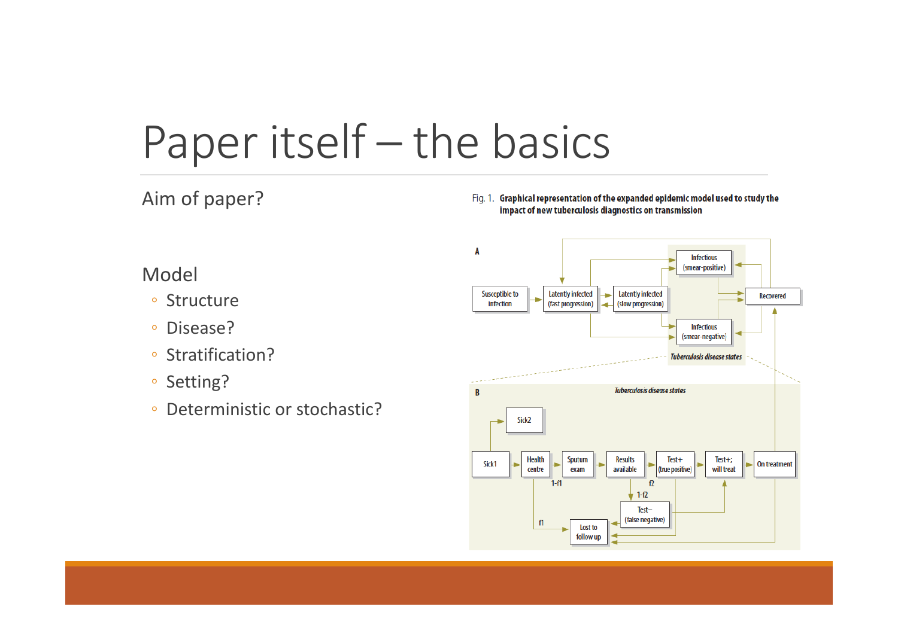# Paper itself – the basics

Aim of paper?

## Model

- Structure
- Disease?
- Stratification?
- Setting?
- Deterministic or stochastic?

Fig. 1. **Graphical representation of the expanded epidemic model used to study the impact of new tuberculosis diagnostics on transmission**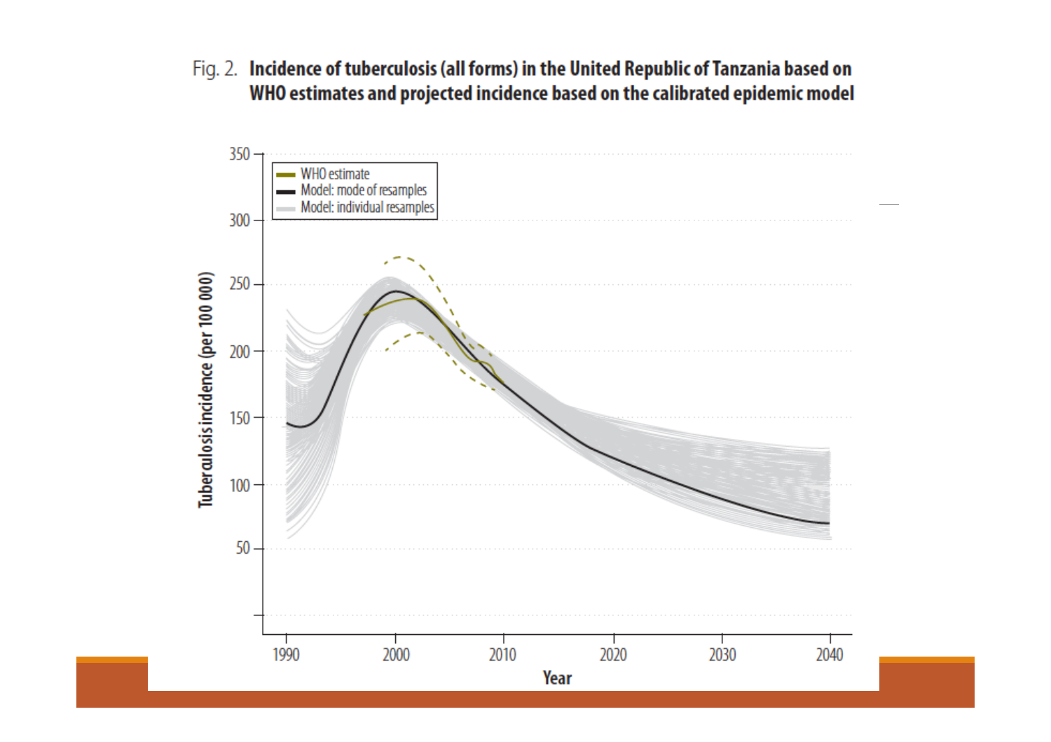Fig. 2. **Incidence of tuberculosis (all forms) in the United Republic of Tanzania based on WHO estimates and projected incidence based on the calibrated epidemic model**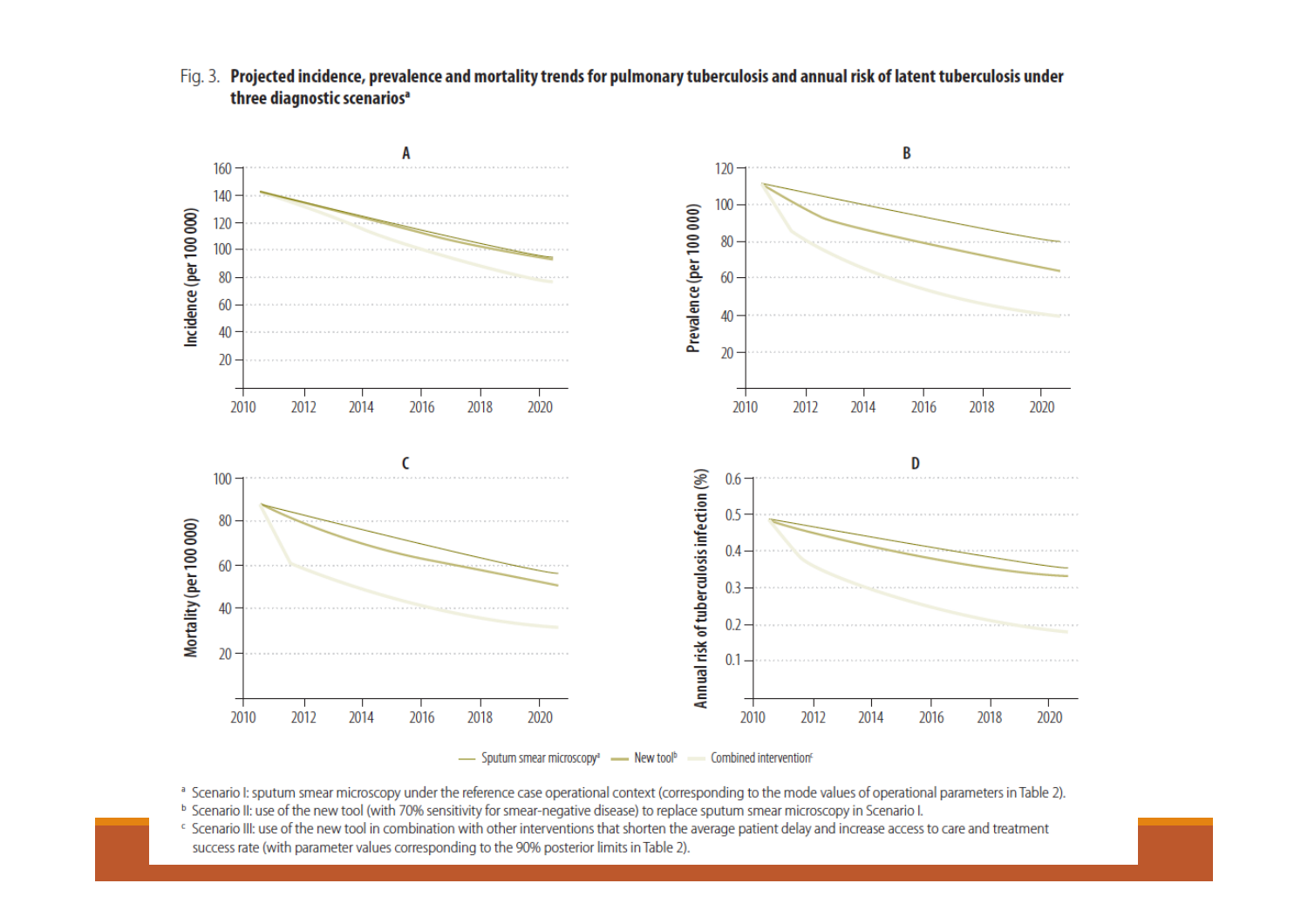Fig. 3. **Projected incidence, prevalence and mortality trends for pulmonary tuberculosis and annual risk of latent tuberculosis under three diagnostic scenarios**[a]

— Sputum smear microscopy[a] — New tool[b] — Combined intervention[c]

[a] Scenario I: sputum smear microscopy under the reference case operational context (corresponding to the mode values of operational parameters in Table 2).

[b] Scenario II: use of the new tool (with 70% sensitivity for smear-negative disease) to replace sputum smear microscopy in Scenario I.

[c] Scenario III: use of the new tool in combination with other interventions that shorten the average patient delay and increase access to care and treatment success rate (with parameter values corresponding to the 90% posterior limits in Table 2).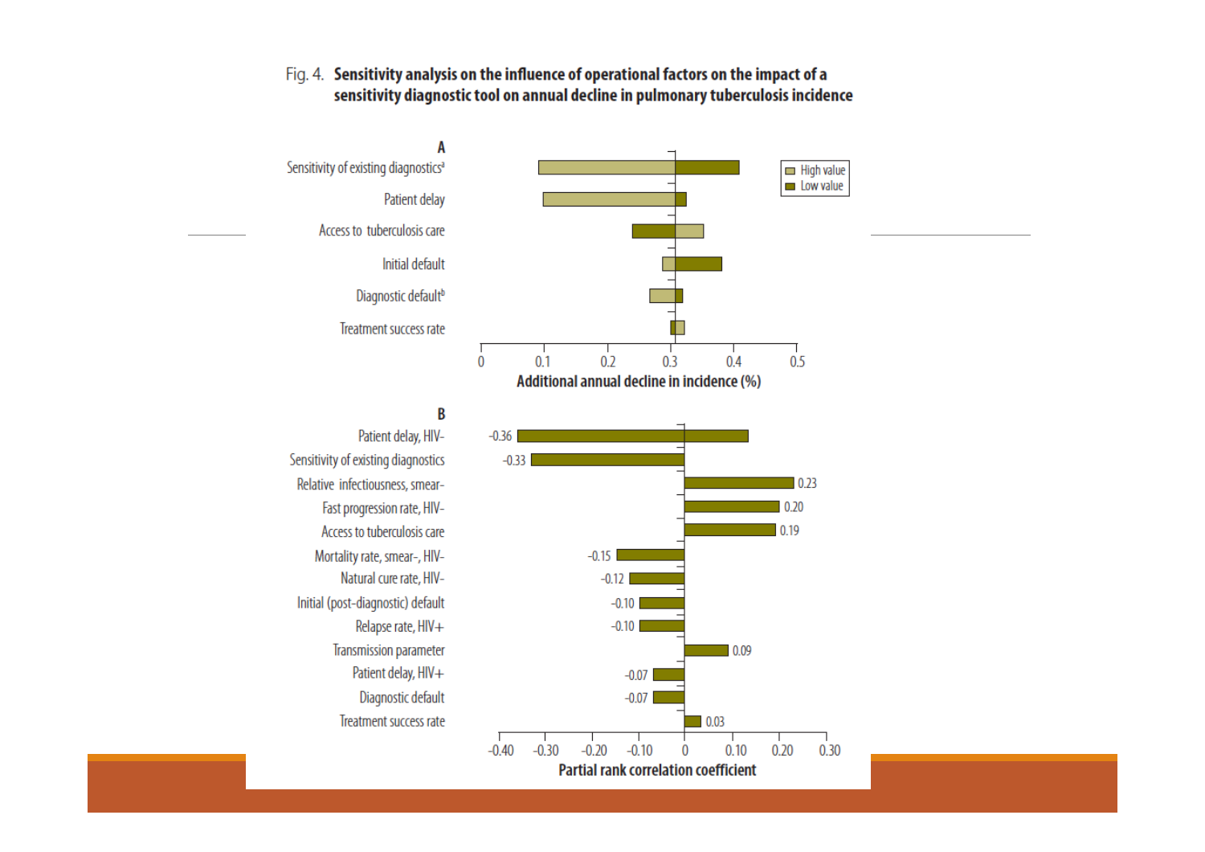Fig. 4. **Sensitivity analysis on the influence of operational factors on the impact of a sensitivity diagnostic tool on annual decline in pulmonary tuberculosis incidence**

**A**

Sensitivity of existing diagnostics[a]

Patient delay

Access to tuberculosis care

Initial default

Diagnostic default[b]

Treatment success rate

High value
Low value

0 0.1 0.2 0.3 0.4 0.5

**Additional annual decline in incidence (%)**

**B**

| Parameter | Partial rank correlation coefficient |
| --- | --- |
| Patient delay, HIV- | -0.36 |
| Sensitivity of existing diagnostics | -0.33 |
| Relative infectiousness, smear- | 0.23 |
| Fast progression rate, HIV- | 0.20 |
| Access to tuberculosis care | 0.19 |
| Mortality rate, smear-, HIV- | -0.15 |
| Natural cure rate, HIV- | -0.12 |
| Initial (post-diagnostic) default | -0.10 |
| Relapse rate, HIV+ | -0.10 |
| Transmission parameter | 0.09 |
| Patient delay, HIV+ | -0.07 |
| Diagnostic default | -0.07 |
| Treatment success rate | 0.03 |

-0.40 -0.30 -0.20 -0.10 0 0.10 0.20 0.30

**Partial rank correlation coefficient**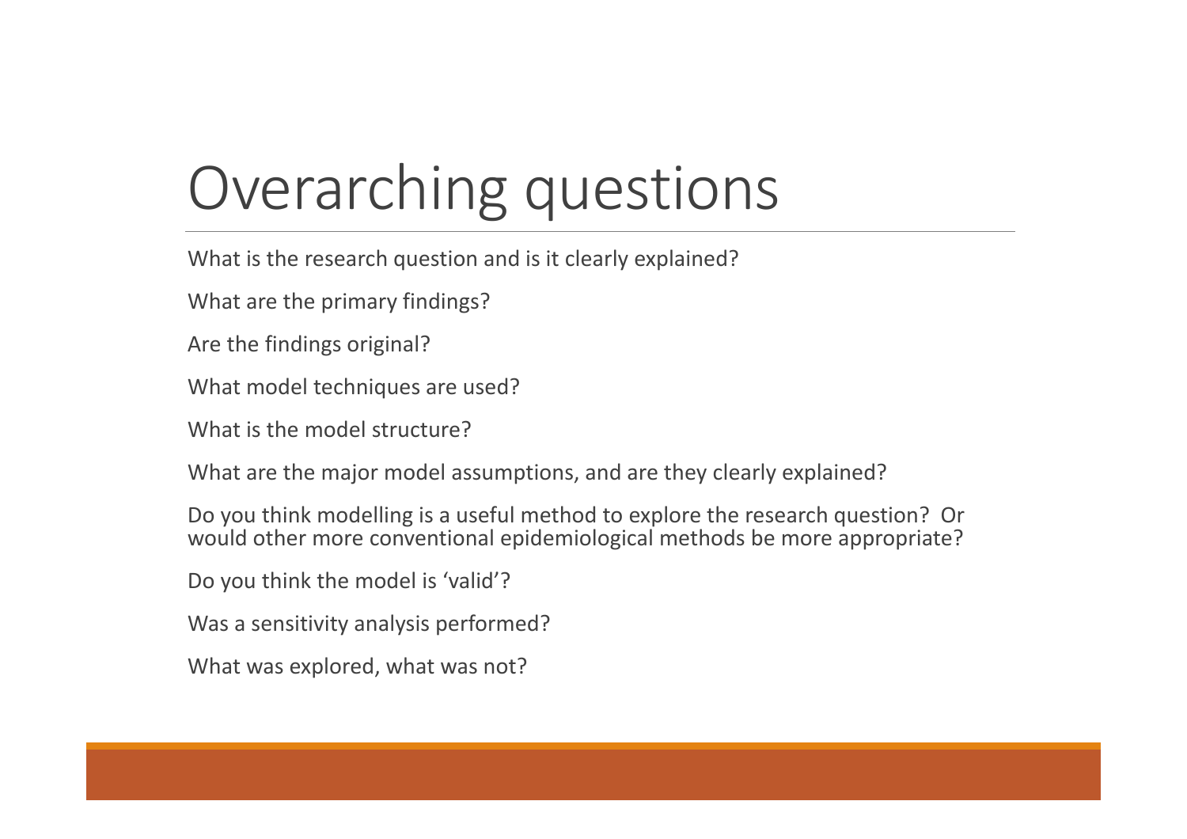# Overarching questions

What is the research question and is it clearly explained?

What are the primary findings?

Are the findings original?

What model techniques are used?

What is the model structure?

What are the major model assumptions, and are they clearly explained?

Do you think modelling is a useful method to explore the research question? Or would other more conventional epidemiological methods be more appropriate?

Do you think the model is 'valid'?

Was a sensitivity analysis performed?

What was explored, what was not?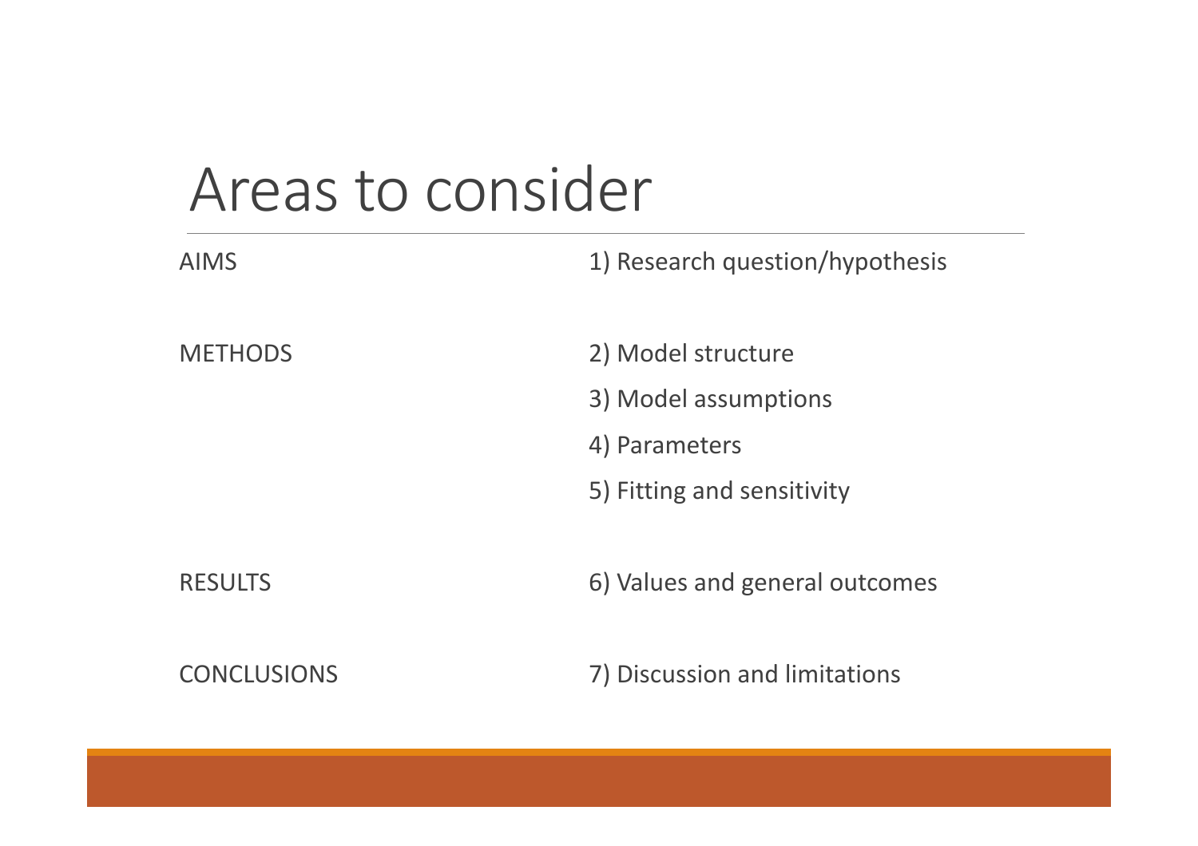# Areas to consider

| | |
|---|---|
| AIMS | 1) Research question/hypothesis |
| METHODS | 2) Model structure |
| | 3) Model assumptions |
| | 4) Parameters |
| | 5) Fitting and sensitivity |
| RESULTS | 6) Values and general outcomes |
| CONCLUSIONS | 7) Discussion and limitations |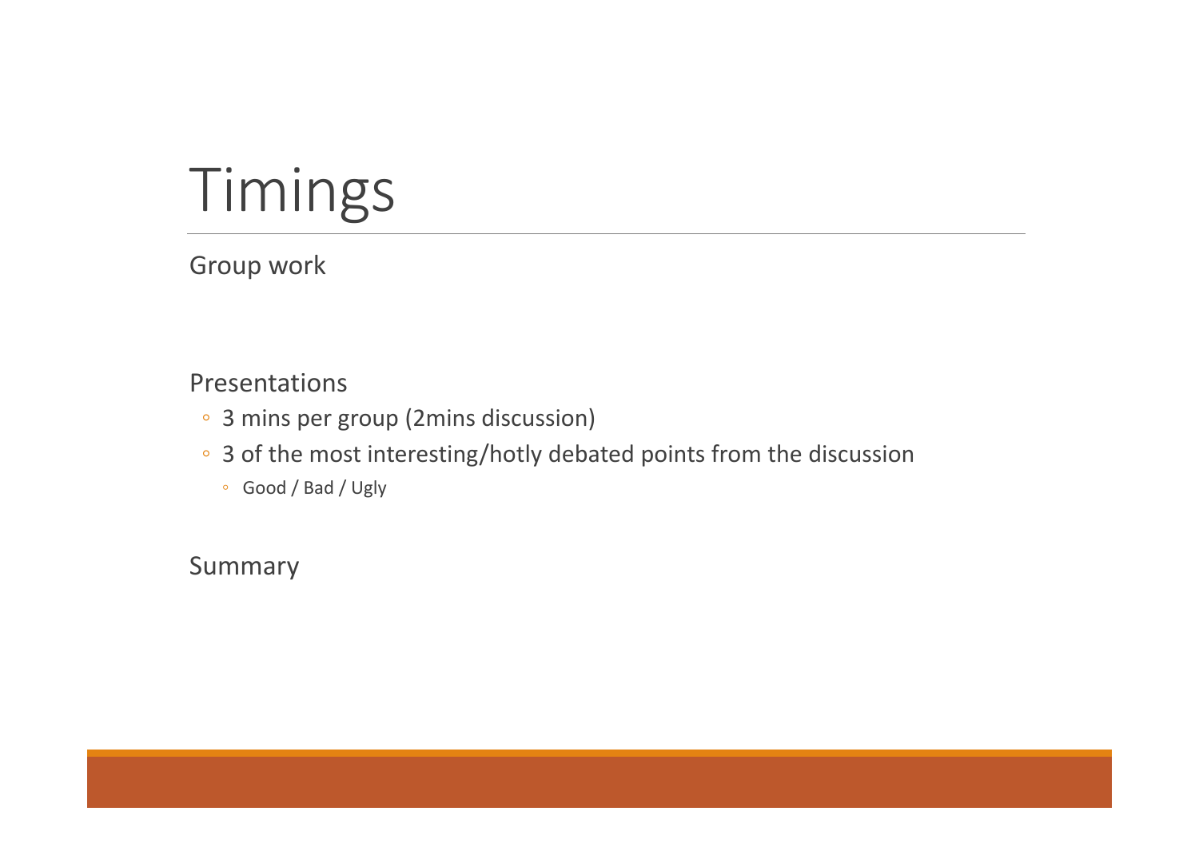# Timings

Group work

Presentations

- 3 mins per group (2mins discussion)
- 3 of the most interesting/hotly debated points from the discussion
  - Good / Bad / Ugly

Summary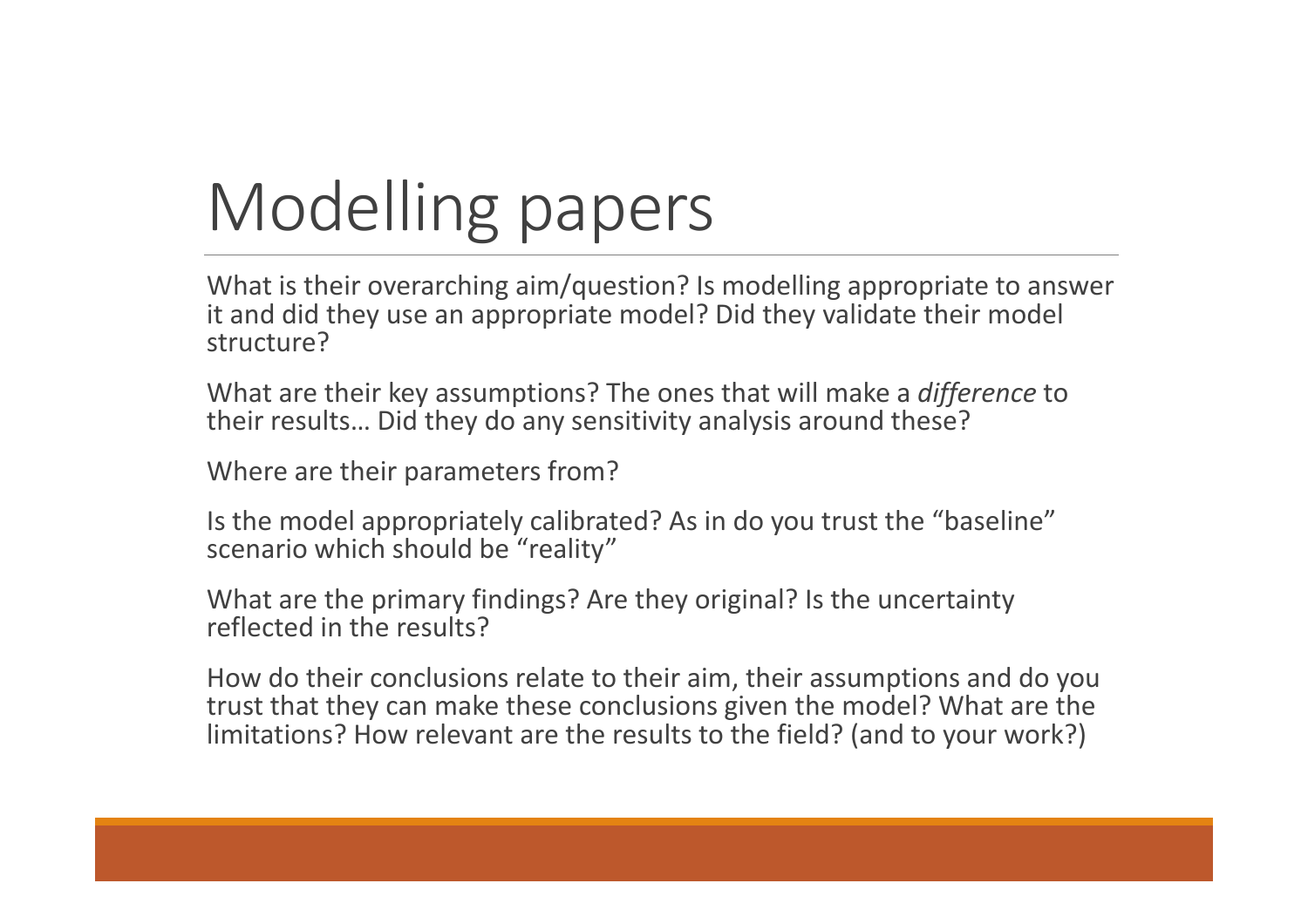# Modelling papers

What is their overarching aim/question? Is modelling appropriate to answer it and did they use an appropriate model? Did they validate their model structure?

What are their key assumptions? The ones that will make a *difference* to their results… Did they do any sensitivity analysis around these?

Where are their parameters from?

Is the model appropriately calibrated? As in do you trust the "baseline" scenario which should be "reality"

What are the primary findings? Are they original? Is the uncertainty reflected in the results?

How do their conclusions relate to their aim, their assumptions and do you trust that they can make these conclusions given the model? What are the limitations? How relevant are the results to the field? (and to your work?)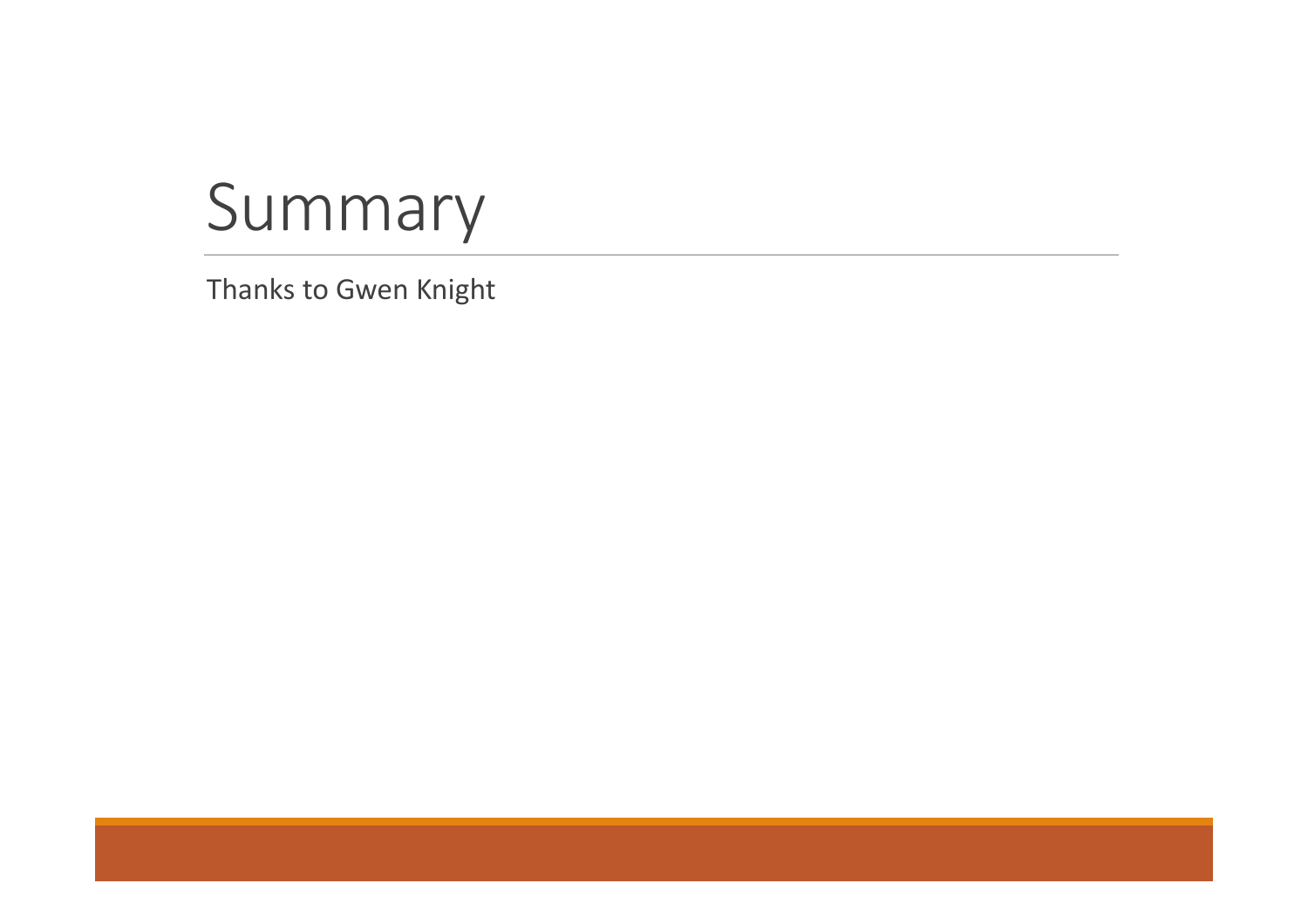# Summary

Thanks to Gwen Knight